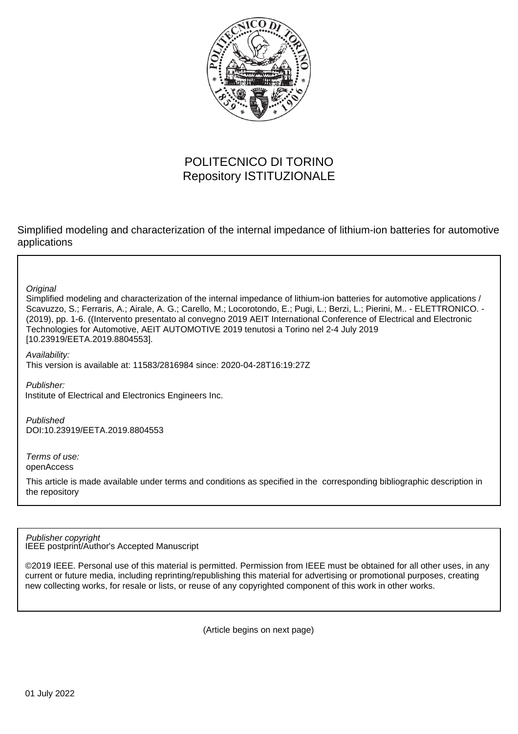POLITECNICO DI TORINO
Repository ISTITUZIONALE

Simplified modeling and characterization of the internal impedance of lithium-ion batteries for automotive applications

*Original*
Simplified modeling and characterization of the internal impedance of lithium-ion batteries for automotive applications / Scavuzzo, S.; Ferraris, A.; Airale, A. G.; Carello, M.; Locorotondo, E.; Pugi, L.; Berzi, L.; Pierini, M.. - ELETTRONICO. - (2019), pp. 1-6. ((Intervento presentato al convegno 2019 AEIT International Conference of Electrical and Electronic Technologies for Automotive, AEIT AUTOMOTIVE 2019 tenutosi a Torino nel 2-4 July 2019 [10.23919/EETA.2019.8804553].

*Availability:*
This version is available at: 11583/2816984 since: 2020-04-28T16:19:27Z

*Publisher:*
Institute of Electrical and Electronics Engineers Inc.

*Published*
DOI:10.23919/EETA.2019.8804553

*Terms of use:*
openAccess

This article is made available under terms and conditions as specified in the corresponding bibliographic description in the repository

*Publisher copyright*
IEEE postprint/Author's Accepted Manuscript

©2019 IEEE. Personal use of this material is permitted. Permission from IEEE must be obtained for all other uses, in any current or future media, including reprinting/republishing this material for advertising or promotional purposes, creating new collecting works, for resale or lists, or reuse of any copyrighted component of this work in other works.

(Article begins on next page)

01 July 2022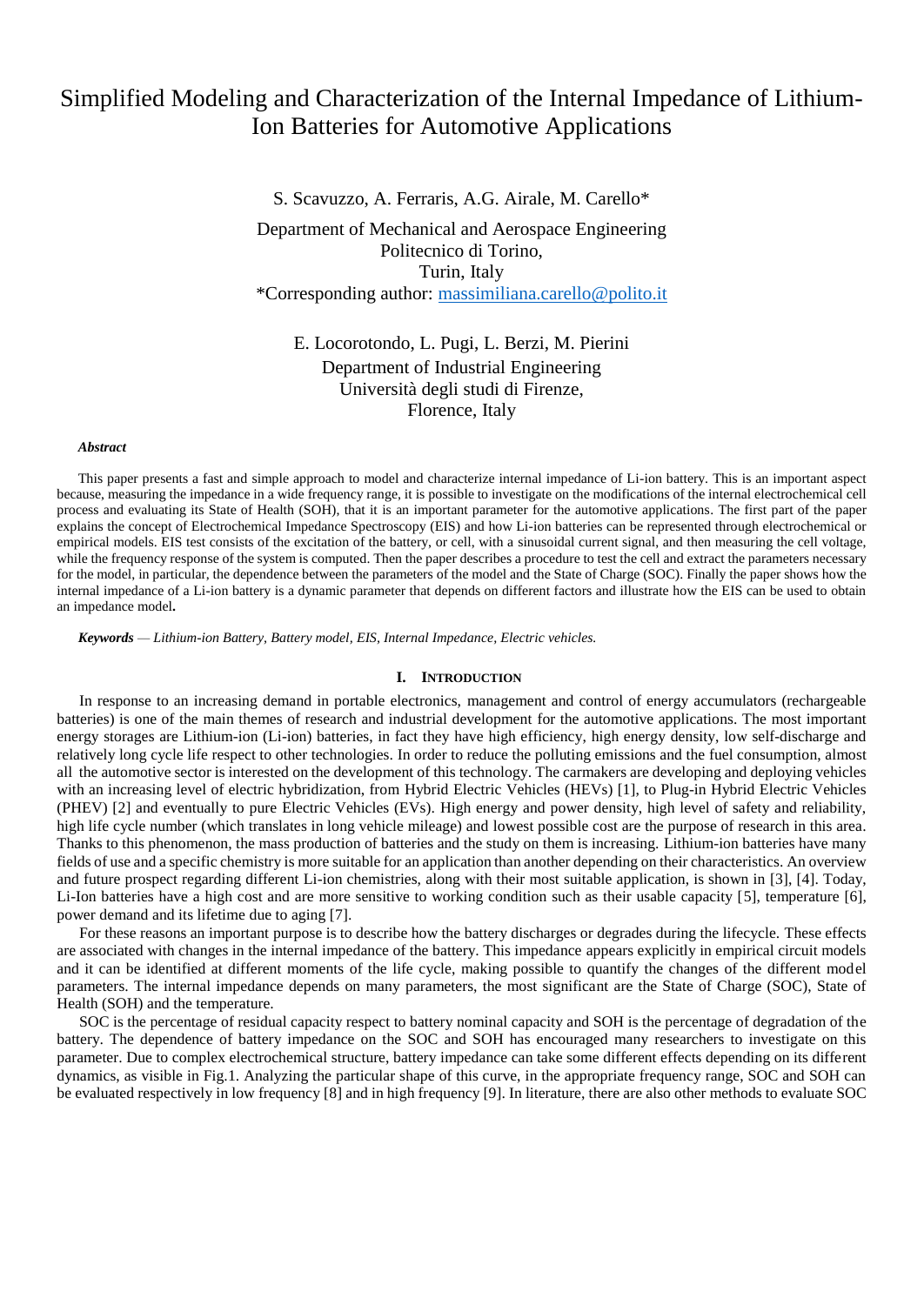# Simplified Modeling and Characterization of the Internal Impedance of Lithium-Ion Batteries for Automotive Applications

S. Scavuzzo, A. Ferraris, A.G. Airale, M. Carello*

Department of Mechanical and Aerospace Engineering
Politecnico di Torino,
Turin, Italy
*Corresponding author: massimiliana.carello@polito.it

E. Locorotondo, L. Pugi, L. Berzi, M. Pierini
Department of Industrial Engineering
Università degli studi di Firenze,
Florence, Italy

***Abstract***

This paper presents a fast and simple approach to model and characterize internal impedance of Li-ion battery. This is an important aspect because, measuring the impedance in a wide frequency range, it is possible to investigate on the modifications of the internal electrochemical cell process and evaluating its State of Health (SOH), that it is an important parameter for the automotive applications. The first part of the paper explains the concept of Electrochemical Impedance Spectroscopy (EIS) and how Li-ion batteries can be represented through electrochemical or empirical models. EIS test consists of the excitation of the battery, or cell, with a sinusoidal current signal, and then measuring the cell voltage, while the frequency response of the system is computed. Then the paper describes a procedure to test the cell and extract the parameters necessary for the model, in particular, the dependence between the parameters of the model and the State of Charge (SOC). Finally the paper shows how the internal impedance of a Li-ion battery is a dynamic parameter that depends on different factors and illustrate how the EIS can be used to obtain an impedance model**.**

***Keywords*** *— Lithium-ion Battery, Battery model, EIS, Internal Impedance, Electric vehicles.*

## I. Introduction

In response to an increasing demand in portable electronics, management and control of energy accumulators (rechargeable batteries) is one of the main themes of research and industrial development for the automotive applications. The most important energy storages are Lithium-ion (Li-ion) batteries, in fact they have high efficiency, high energy density, low self-discharge and relatively long cycle life respect to other technologies. In order to reduce the polluting emissions and the fuel consumption, almost all the automotive sector is interested on the development of this technology. The carmakers are developing and deploying vehicles with an increasing level of electric hybridization, from Hybrid Electric Vehicles (HEVs) [1], to Plug-in Hybrid Electric Vehicles (PHEV) [2] and eventually to pure Electric Vehicles (EVs). High energy and power density, high level of safety and reliability, high life cycle number (which translates in long vehicle mileage) and lowest possible cost are the purpose of research in this area. Thanks to this phenomenon, the mass production of batteries and the study on them is increasing. Lithium-ion batteries have many fields of use and a specific chemistry is more suitable for an application than another depending on their characteristics. An overview and future prospect regarding different Li-ion chemistries, along with their most suitable application, is shown in [3], [4]. Today, Li-Ion batteries have a high cost and are more sensitive to working condition such as their usable capacity [5], temperature [6], power demand and its lifetime due to aging [7].

For these reasons an important purpose is to describe how the battery discharges or degrades during the lifecycle. These effects are associated with changes in the internal impedance of the battery. This impedance appears explicitly in empirical circuit models and it can be identified at different moments of the life cycle, making possible to quantify the changes of the different model parameters. The internal impedance depends on many parameters, the most significant are the State of Charge (SOC), State of Health (SOH) and the temperature.

SOC is the percentage of residual capacity respect to battery nominal capacity and SOH is the percentage of degradation of the battery. The dependence of battery impedance on the SOC and SOH has encouraged many researchers to investigate on this parameter. Due to complex electrochemical structure, battery impedance can take some different effects depending on its different dynamics, as visible in Fig.1. Analyzing the particular shape of this curve, in the appropriate frequency range, SOC and SOH can be evaluated respectively in low frequency [8] and in high frequency [9]. In literature, there are also other methods to evaluate SOC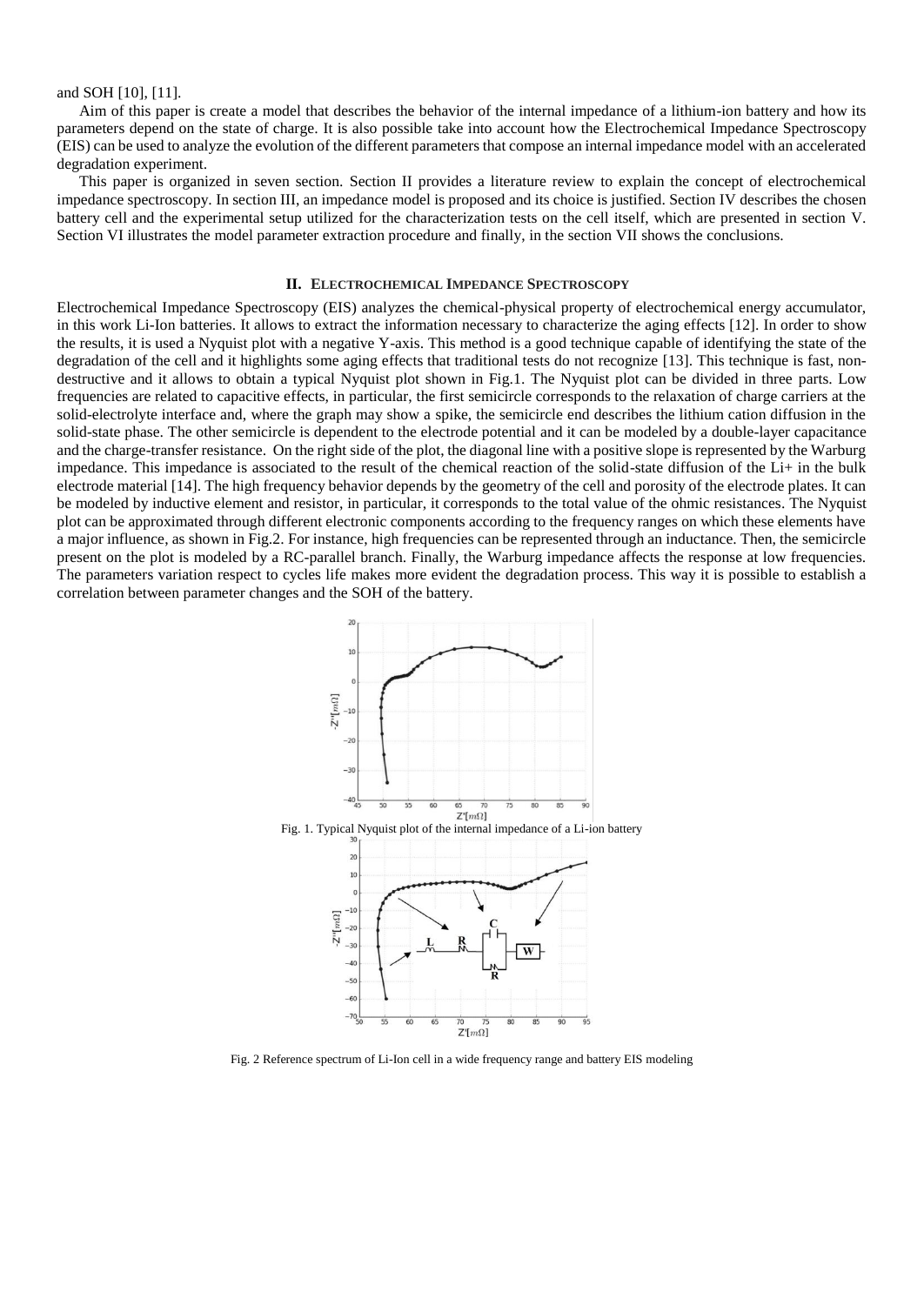and SOH [10], [11].

Aim of this paper is create a model that describes the behavior of the internal impedance of a lithium-ion battery and how its parameters depend on the state of charge. It is also possible take into account how the Electrochemical Impedance Spectroscopy (EIS) can be used to analyze the evolution of the different parameters that compose an internal impedance model with an accelerated degradation experiment.

This paper is organized in seven section. Section II provides a literature review to explain the concept of electrochemical impedance spectroscopy. In section III, an impedance model is proposed and its choice is justified. Section IV describes the chosen battery cell and the experimental setup utilized for the characterization tests on the cell itself, which are presented in section V. Section VI illustrates the model parameter extraction procedure and finally, in the section VII shows the conclusions.

## II. Electrochemical Impedance Spectroscopy

Electrochemical Impedance Spectroscopy (EIS) analyzes the chemical-physical property of electrochemical energy accumulator, in this work Li-Ion batteries. It allows to extract the information necessary to characterize the aging effects [12]. In order to show the results, it is used a Nyquist plot with a negative Y-axis. This method is a good technique capable of identifying the state of the degradation of the cell and it highlights some aging effects that traditional tests do not recognize [13]. This technique is fast, non-destructive and it allows to obtain a typical Nyquist plot shown in Fig.1. The Nyquist plot can be divided in three parts. Low frequencies are related to capacitive effects, in particular, the first semicircle corresponds to the relaxation of charge carriers at the solid-electrolyte interface and, where the graph may show a spike, the semicircle end describes the lithium cation diffusion in the solid-state phase. The other semicircle is dependent to the electrode potential and it can be modeled by a double-layer capacitance and the charge-transfer resistance. On the right side of the plot, the diagonal line with a positive slope is represented by the Warburg impedance. This impedance is associated to the result of the chemical reaction of the solid-state diffusion of the $Li+$ in the bulk electrode material [14]. The high frequency behavior depends by the geometry of the cell and porosity of the electrode plates. It can be modeled by inductive element and resistor, in particular, it corresponds to the total value of the ohmic resistances. The Nyquist plot can be approximated through different electronic components according to the frequency ranges on which these elements have a major influence, as shown in Fig.2. For instance, high frequencies can be represented through an inductance. Then, the semicircle present on the plot is modeled by a RC-parallel branch. Finally, the Warburg impedance affects the response at low frequencies. The parameters variation respect to cycles life makes more evident the degradation process. This way it is possible to establish a correlation between parameter changes and the SOH of the battery.

Fig. 1. Typical Nyquist plot of the internal impedance of a Li-ion battery

Fig. 2 Reference spectrum of Li-Ion cell in a wide frequency range and battery EIS modeling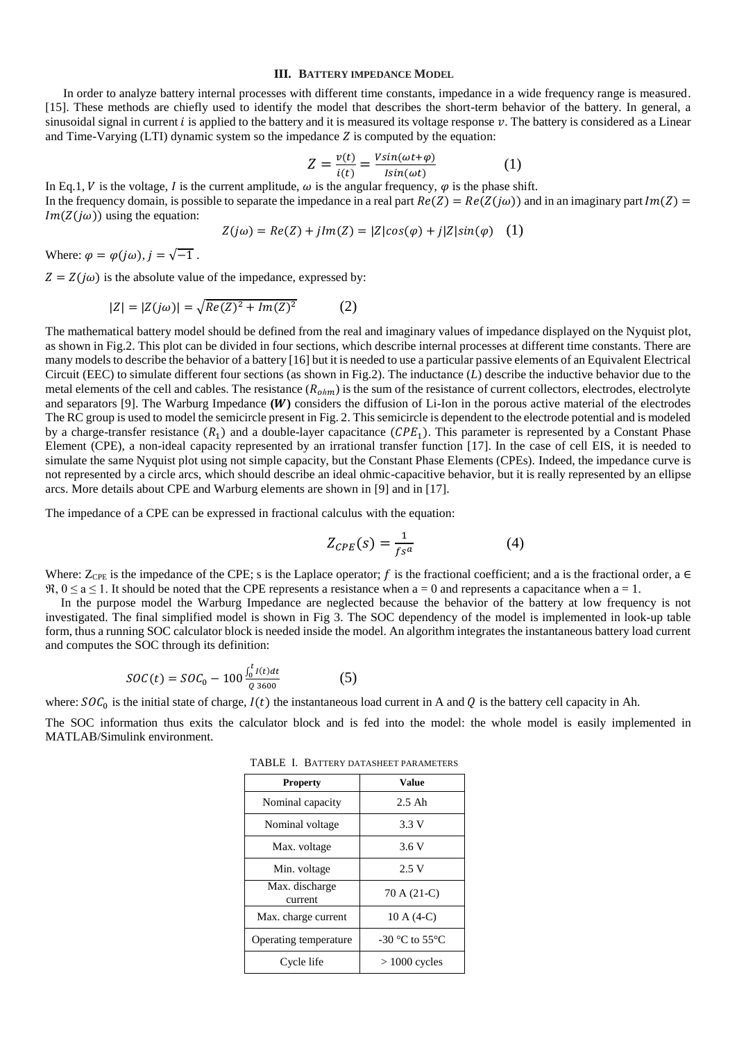### III. BATTERY IMPEDANCE MODEL

In order to analyze battery internal processes with different time constants, impedance in a wide frequency range is measured. [15]. These methods are chiefly used to identify the model that describes the short-term behavior of the battery. In general, a sinusoidal signal in current $i$ is applied to the battery and it is measured its voltage response $v$. The battery is considered as a Linear and Time-Varying (LTI) dynamic system so the impedance $Z$ is computed by the equation:

$$Z = \frac{v(t)}{i(t)} = \frac{V sin(\omega t + \varphi)}{I sin(\omega t)} \qquad (1)$$

In Eq.1, $V$ is the voltage, $I$ is the current amplitude, $\omega$ is the angular frequency, $\varphi$ is the phase shift.
In the frequency domain, is possible to separate the impedance in a real part $Re(Z) = Re(Z(j\omega))$ and in an imaginary part $Im(Z) = Im(Z(j\omega))$ using the equation:

$$Z(j\omega) = Re(Z) + jIm(Z) = |Z|cos(\varphi) + j|Z|sin(\varphi) \quad (1)$$

Where: $\varphi = \varphi(j\omega)$, $j = \sqrt{-1}$ .

$Z = Z(j\omega)$ is the absolute value of the impedance, expressed by:

$$|Z| = |Z(j\omega)| = \sqrt{Re(Z)^2 + Im(Z)^2} \qquad (2)$$

The mathematical battery model should be defined from the real and imaginary values of impedance displayed on the Nyquist plot, as shown in Fig.2. This plot can be divided in four sections, which describe internal processes at different time constants. There are many models to describe the behavior of a battery [16] but it is needed to use a particular passive elements of an Equivalent Electrical Circuit (EEC) to simulate different four sections (as shown in Fig.2). The inductance ($L$) describe the inductive behavior due to the metal elements of the cell and cables. The resistance ($R_{ohm}$) is the sum of the resistance of current collectors, electrodes, electrolyte and separators [9]. The Warburg Impedance **($W$)** considers the diffusion of Li-Ion in the porous active material of the electrodes The RC group is used to model the semicircle present in Fig. 2. This semicircle is dependent to the electrode potential and is modeled by a charge-transfer resistance ($R_1$) and a double-layer capacitance ($CPE_1$). This parameter is represented by a Constant Phase Element (CPE), a non-ideal capacity represented by an irrational transfer function [17]. In the case of cell EIS, it is needed to simulate the same Nyquist plot using not simple capacity, but the Constant Phase Elements (CPEs). Indeed, the impedance curve is not represented by a circle arcs, which should describe an ideal ohmic-capacitive behavior, but it is really represented by an ellipse arcs. More details about CPE and Warburg elements are shown in [9] and in [17].

The impedance of a CPE can be expressed in fractional calculus with the equation:

$$Z_{CPE}(s) = \frac{1}{fs^a} \qquad (4)$$

Where: $Z_{CPE}$ is the impedance of the CPE; s is the Laplace operator; $f$ is the fractional coefficient; and a is the fractional order, $a \in \Re$, $0 \leq a \leq 1$. It should be noted that the CPE represents a resistance when a = 0 and represents a capacitance when a = 1.

In the purpose model the Warburg Impedance are neglected because the behavior of the battery at low frequency is not investigated. The final simplified model is shown in Fig 3. The SOC dependency of the model is implemented in look-up table form, thus a running SOC calculator block is needed inside the model. An algorithm integrates the instantaneous battery load current and computes the SOC through its definition:

$$SOC(t) = SOC_0 - 100\frac{\int_0^t I(t)dt}{Q\,3600} \qquad (5)$$

where: $SOC_0$ is the initial state of charge, $I(t)$ the instantaneous load current in A and $Q$ is the battery cell capacity in Ah.

The SOC information thus exits the calculator block and is fed into the model: the whole model is easily implemented in MATLAB/Simulink environment.

TABLE I. BATTERY DATASHEET PARAMETERS

| Property | Value |
| --- | --- |
| Nominal capacity | 2.5 Ah |
| Nominal voltage | 3.3 V |
| Max. voltage | 3.6 V |
| Min. voltage | 2.5 V |
| Max. discharge current | 70 A (21-C) |
| Max. charge current | 10 A (4-C) |
| Operating temperature | -30 °C to 55°C |
| Cycle life | > 1000 cycles |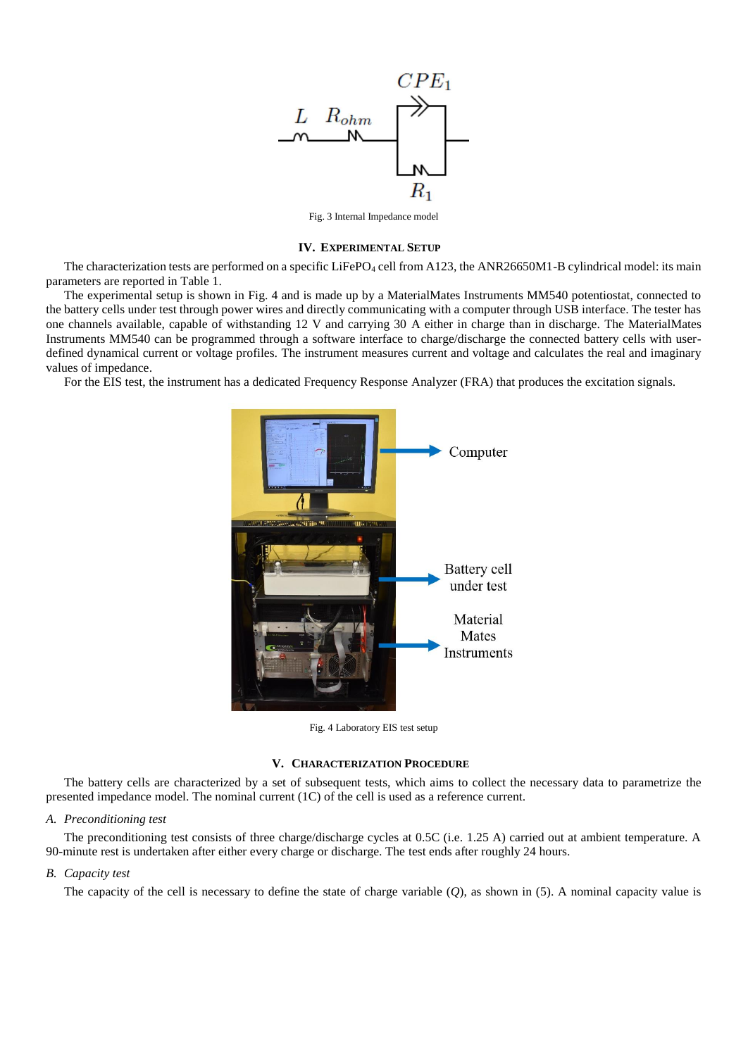Fig. 3 Internal Impedance model

## IV. Experimental Setup

The characterization tests are performed on a specific $LiFePO_4$ cell from A123, the ANR26650M1-B cylindrical model: its main parameters are reported in Table 1.

The experimental setup is shown in Fig. 4 and is made up by a MaterialMates Instruments MM540 potentiostat, connected to the battery cells under test through power wires and directly communicating with a computer through USB interface. The tester has one channels available, capable of withstanding 12 V and carrying 30 A either in charge than in discharge. The MaterialMates Instruments MM540 can be programmed through a software interface to charge/discharge the connected battery cells with user-defined dynamical current or voltage profiles. The instrument measures current and voltage and calculates the real and imaginary values of impedance.

For the EIS test, the instrument has a dedicated Frequency Response Analyzer (FRA) that produces the excitation signals.

Fig. 4 Laboratory EIS test setup

## V. Characterization Procedure

The battery cells are characterized by a set of subsequent tests, which aims to collect the necessary data to parametrize the presented impedance model. The nominal current (1C) of the cell is used as a reference current.

### *A. Preconditioning test*

The preconditioning test consists of three charge/discharge cycles at 0.5C (i.e. 1.25 A) carried out at ambient temperature. A 90-minute rest is undertaken after either every charge or discharge. The test ends after roughly 24 hours.

### *B. Capacity test*

The capacity of the cell is necessary to define the state of charge variable ($Q$), as shown in (5). A nominal capacity value is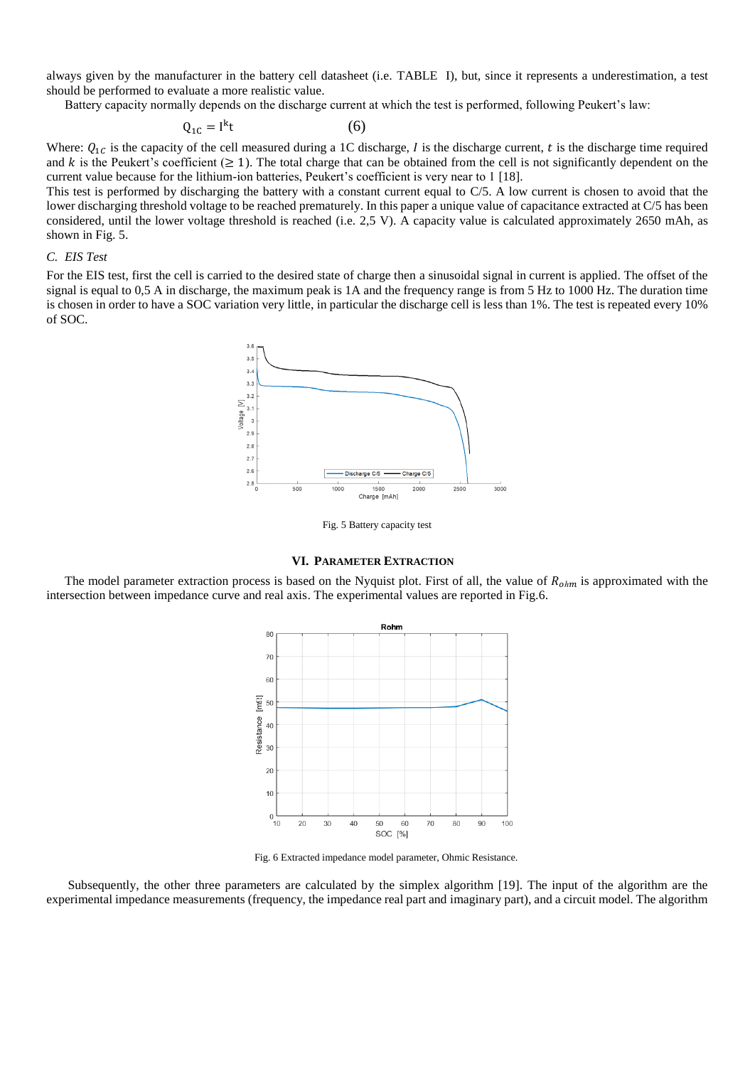always given by the manufacturer in the battery cell datasheet (i.e. TABLE I), but, since it represents a underestimation, a test should be performed to evaluate a more realistic value.

Battery capacity normally depends on the discharge current at which the test is performed, following Peukert's law:

$$Q_{1C} = I^k t \qquad (6)$$

Where: $Q_{1C}$ is the capacity of the cell measured during a 1C discharge, $I$ is the discharge current, $t$ is the discharge time required and $k$ is the Peukert's coefficient ($\geq 1$). The total charge that can be obtained from the cell is not significantly dependent on the current value because for the lithium-ion batteries, Peukert's coefficient is very near to 1 [18].

This test is performed by discharging the battery with a constant current equal to C/5. A low current is chosen to avoid that the lower discharging threshold voltage to be reached prematurely. In this paper a unique value of capacitance extracted at C/5 has been considered, until the lower voltage threshold is reached (i.e. 2,5 V). A capacity value is calculated approximately 2650 mAh, as shown in Fig. 5.

### C. EIS Test

For the EIS test, first the cell is carried to the desired state of charge then a sinusoidal signal in current is applied. The offset of the signal is equal to 0,5 A in discharge, the maximum peak is 1A and the frequency range is from 5 Hz to 1000 Hz. The duration time is chosen in order to have a SOC variation very little, in particular the discharge cell is less than 1%. The test is repeated every 10% of SOC.

Fig. 5 Battery capacity test

## VI. Parameter Extraction

The model parameter extraction process is based on the Nyquist plot. First of all, the value of $R_{ohm}$ is approximated with the intersection between impedance curve and real axis. The experimental values are reported in Fig.6.

Fig. 6 Extracted impedance model parameter, Ohmic Resistance.

Subsequently, the other three parameters are calculated by the simplex algorithm [19]. The input of the algorithm are the experimental impedance measurements (frequency, the impedance real part and imaginary part), and a circuit model. The algorithm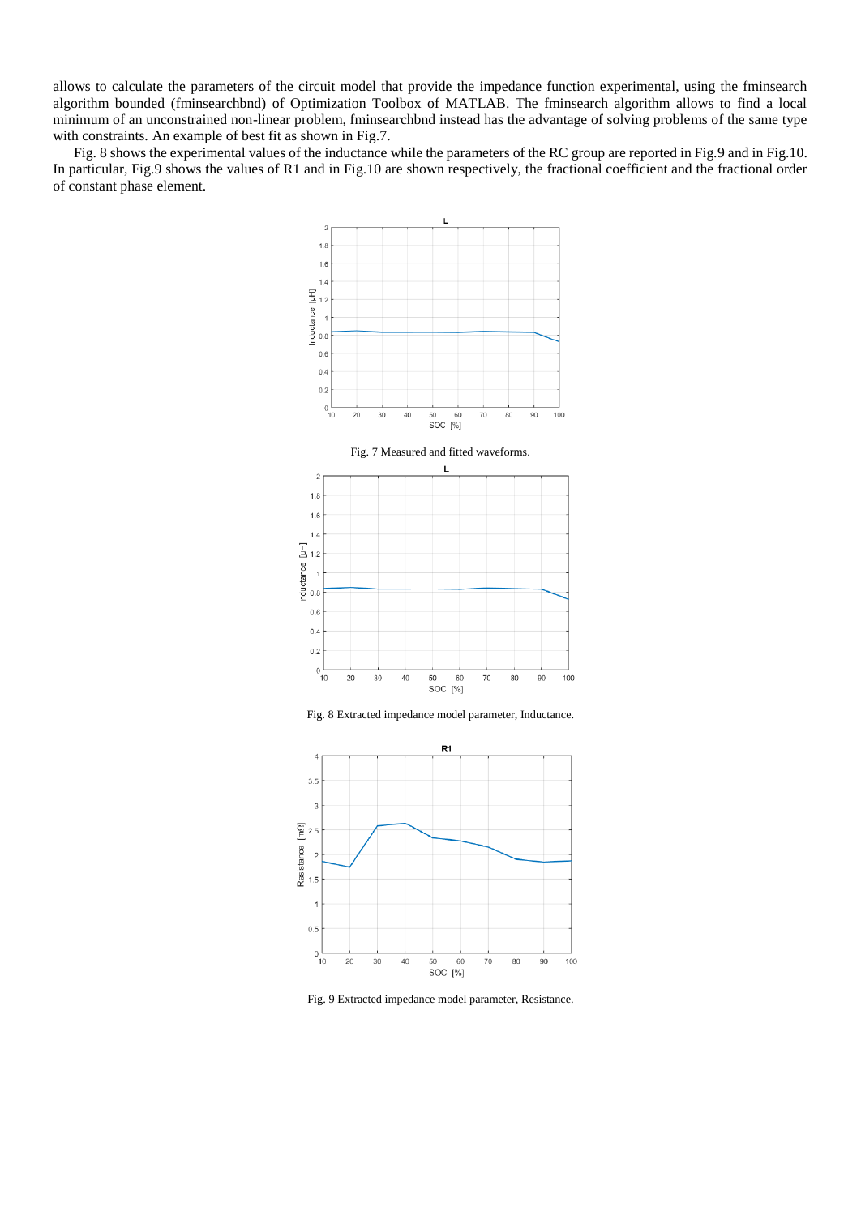allows to calculate the parameters of the circuit model that provide the impedance function experimental, using the fminsearch algorithm bounded (fminsearchbnd) of Optimization Toolbox of MATLAB. The fminsearch algorithm allows to find a local minimum of an unconstrained non-linear problem, fminsearchbnd instead has the advantage of solving problems of the same type with constraints. An example of best fit as shown in Fig.7.

Fig. 8 shows the experimental values of the inductance while the parameters of the RC group are reported in Fig.9 and in Fig.10. In particular, Fig.9 shows the values of R1 and in Fig.10 are shown respectively, the fractional coefficient and the fractional order of constant phase element.

Fig. 7 Measured and fitted waveforms.

Fig. 8 Extracted impedance model parameter, Inductance.

Fig. 9 Extracted impedance model parameter, Resistance.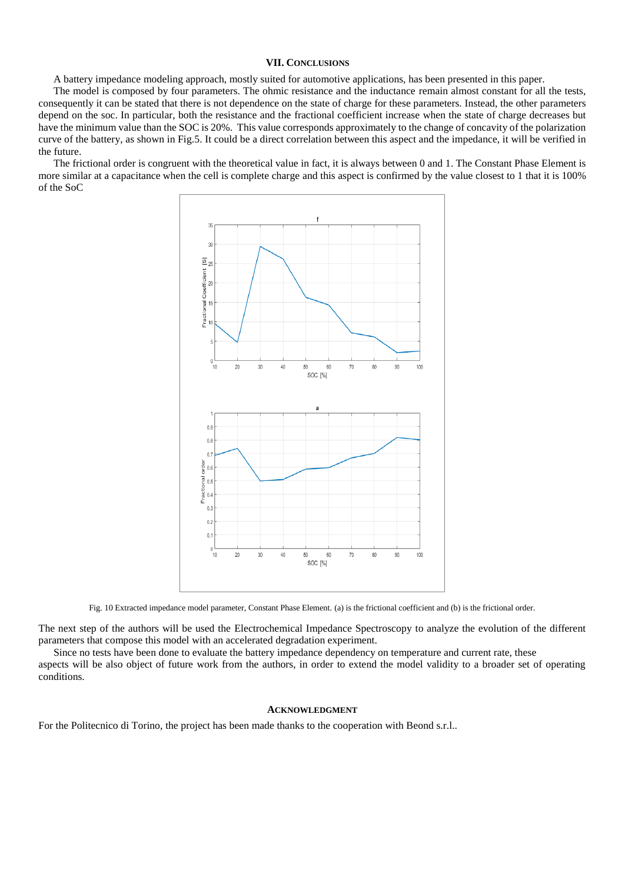### VII. Conclusions

A battery impedance modeling approach, mostly suited for automotive applications, has been presented in this paper.

The model is composed by four parameters. The ohmic resistance and the inductance remain almost constant for all the tests, consequently it can be stated that there is not dependence on the state of charge for these parameters. Instead, the other parameters depend on the soc. In particular, both the resistance and the fractional coefficient increase when the state of charge decreases but have the minimum value than the SOC is 20%. This value corresponds approximately to the change of concavity of the polarization curve of the battery, as shown in Fig.5. It could be a direct correlation between this aspect and the impedance, it will be verified in the future.

The frictional order is congruent with the theoretical value in fact, it is always between 0 and 1. The Constant Phase Element is more similar at a capacitance when the cell is complete charge and this aspect is confirmed by the value closest to 1 that it is 100% of the SoC

Fig. 10 Extracted impedance model parameter, Constant Phase Element. (a) is the frictional coefficient and (b) is the frictional order.

The next step of the authors will be used the Electrochemical Impedance Spectroscopy to analyze the evolution of the different parameters that compose this model with an accelerated degradation experiment.

Since no tests have been done to evaluate the battery impedance dependency on temperature and current rate, these aspects will be also object of future work from the authors, in order to extend the model validity to a broader set of operating conditions.

### Acknowledgment

For the Politecnico di Torino, the project has been made thanks to the cooperation with Beond s.r.l..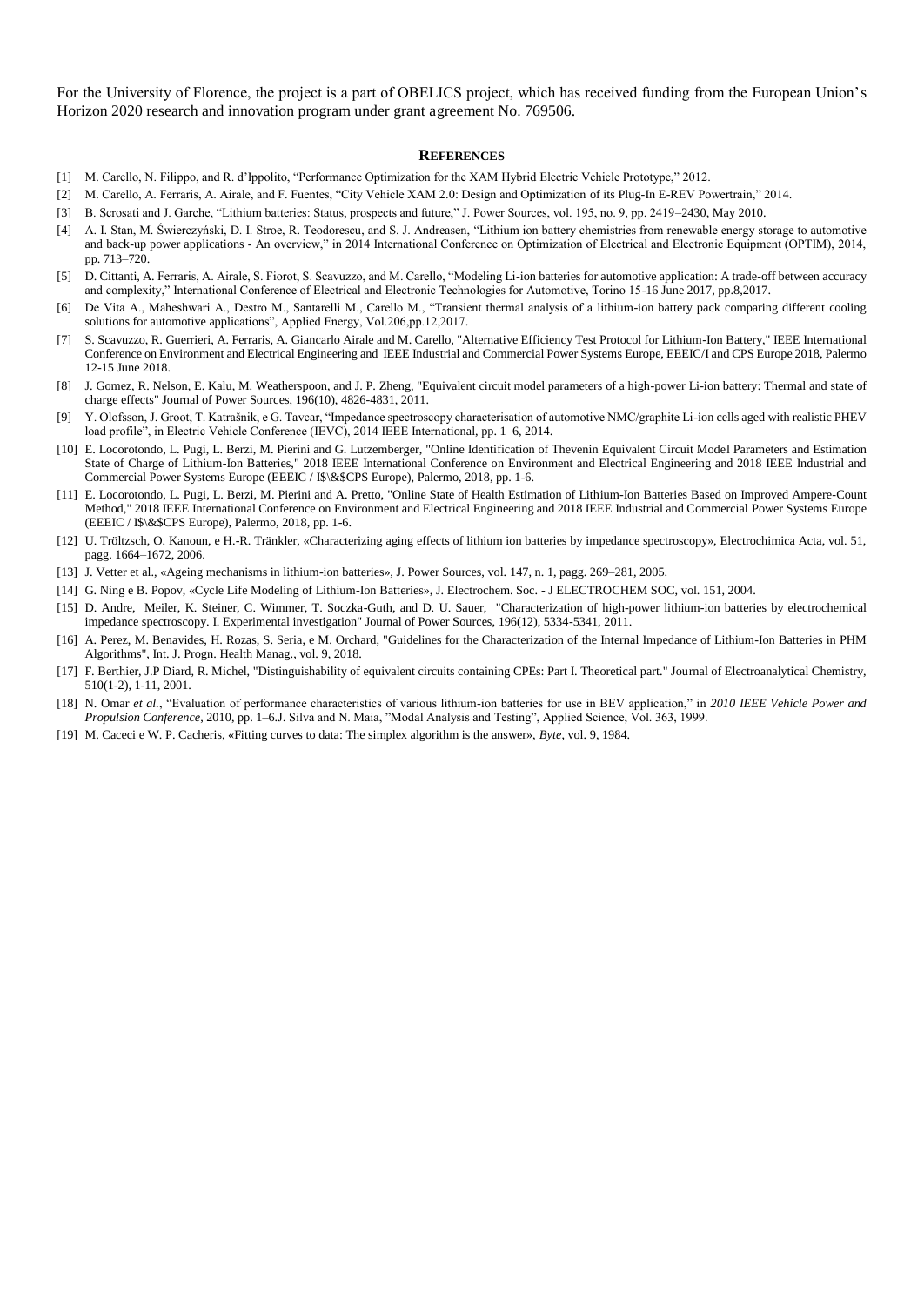For the University of Florence, the project is a part of OBELICS project, which has received funding from the European Union's Horizon 2020 research and innovation program under grant agreement No. 769506.

## REFERENCES

[1] M. Carello, N. Filippo, and R. d'Ippolito, "Performance Optimization for the XAM Hybrid Electric Vehicle Prototype," 2012.

[2] M. Carello, A. Ferraris, A. Airale, and F. Fuentes, "City Vehicle XAM 2.0: Design and Optimization of its Plug-In E-REV Powertrain," 2014.

[3] B. Scrosati and J. Garche, "Lithium batteries: Status, prospects and future," J. Power Sources, vol. 195, no. 9, pp. 2419–2430, May 2010.

[4] A. I. Stan, M. Świerczyński, D. I. Stroe, R. Teodorescu, and S. J. Andreasen, "Lithium ion battery chemistries from renewable energy storage to automotive and back-up power applications - An overview," in 2014 International Conference on Optimization of Electrical and Electronic Equipment (OPTIM), 2014, pp. 713–720.

[5] D. Cittanti, A. Ferraris, A. Airale, S. Fiorot, S. Scavuzzo, and M. Carello, "Modeling Li-ion batteries for automotive application: A trade-off between accuracy and complexity," International Conference of Electrical and Electronic Technologies for Automotive, Torino 15-16 June 2017, pp.8,2017.

[6] De Vita A., Maheshwari A., Destro M., Santarelli M., Carello M., "Transient thermal analysis of a lithium-ion battery pack comparing different cooling solutions for automotive applications", Applied Energy, Vol.206,pp.12,2017.

[7] S. Scavuzzo, R. Guerrieri, A. Ferraris, A. Giancarlo Airale and M. Carello, "Alternative Efficiency Test Protocol for Lithium-Ion Battery," IEEE International Conference on Environment and Electrical Engineering and IEEE Industrial and Commercial Power Systems Europe, EEEIC/I and CPS Europe 2018, Palermo 12-15 June 2018.

[8] J. Gomez, R. Nelson, E. Kalu, M. Weatherspoon, and J. P. Zheng, "Equivalent circuit model parameters of a high-power Li-ion battery: Thermal and state of charge effects" Journal of Power Sources, 196(10), 4826-4831, 2011.

[9] Y. Olofsson, J. Groot, T. Katrašnik, e G. Tavcar, "Impedance spectroscopy characterisation of automotive NMC/graphite Li-ion cells aged with realistic PHEV load profile", in Electric Vehicle Conference (IEVC), 2014 IEEE International, pp. 1–6, 2014.

[10] E. Locorotondo, L. Pugi, L. Berzi, M. Pierini and G. Lutzemberger, "Online Identification of Thevenin Equivalent Circuit Model Parameters and Estimation State of Charge of Lithium-Ion Batteries," 2018 IEEE International Conference on Environment and Electrical Engineering and 2018 IEEE Industrial and Commercial Power Systems Europe (EEEIC / I$\&$CPS Europe), Palermo, 2018, pp. 1-6.

[11] E. Locorotondo, L. Pugi, L. Berzi, M. Pierini and A. Pretto, "Online State of Health Estimation of Lithium-Ion Batteries Based on Improved Ampere-Count Method," 2018 IEEE International Conference on Environment and Electrical Engineering and 2018 IEEE Industrial and Commercial Power Systems Europe (EEEIC / I$\&$CPS Europe), Palermo, 2018, pp. 1-6.

[12] U. Tröltzsch, O. Kanoun, e H.-R. Tränkler, «Characterizing aging effects of lithium ion batteries by impedance spectroscopy», Electrochimica Acta, vol. 51, pagg. 1664–1672, 2006.

[13] J. Vetter et al., «Ageing mechanisms in lithium-ion batteries», J. Power Sources, vol. 147, n. 1, pagg. 269–281, 2005.

[14] G. Ning e B. Popov, «Cycle Life Modeling of Lithium-Ion Batteries», J. Electrochem. Soc. - J ELECTROCHEM SOC, vol. 151, 2004.

[15] D. Andre, Meiler, K. Steiner, C. Wimmer, T. Soczka-Guth, and D. U. Sauer, "Characterization of high-power lithium-ion batteries by electrochemical impedance spectroscopy. I. Experimental investigation" Journal of Power Sources, 196(12), 5334-5341, 2011.

[16] A. Perez, M. Benavides, H. Rozas, S. Seria, e M. Orchard, "Guidelines for the Characterization of the Internal Impedance of Lithium-Ion Batteries in PHM Algorithms", Int. J. Progn. Health Manag., vol. 9, 2018.

[17] F. Berthier, J.P Diard, R. Michel, "Distinguishability of equivalent circuits containing CPEs: Part I. Theoretical part." Journal of Electroanalytical Chemistry, 510(1-2), 1-11, 2001.

[18] N. Omar *et al.*, "Evaluation of performance characteristics of various lithium-ion batteries for use in BEV application," in *2010 IEEE Vehicle Power and Propulsion Conference*, 2010, pp. 1–6.J. Silva and N. Maia, "Modal Analysis and Testing", Applied Science, Vol. 363, 1999.

[19] M. Caceci e W. P. Cacheris, «Fitting curves to data: The simplex algorithm is the answer», *Byte*, vol. 9, 1984.